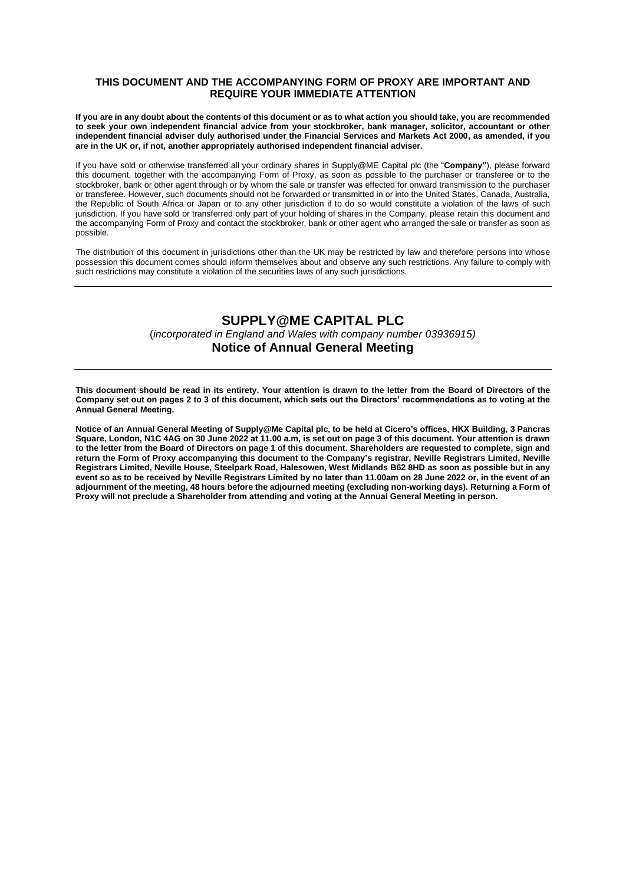**THIS DOCUMENT AND THE ACCOMPANYING FORM OF PROXY ARE IMPORTANT AND REQUIRE YOUR IMMEDIATE ATTENTION**

**If you are in any doubt about the contents of this document or as to what action you should take, you are recommended to seek your own independent financial advice from your stockbroker, bank manager, solicitor, accountant or other independent financial adviser duly authorised under the Financial Services and Markets Act 2000, as amended, if you are in the UK or, if not, another appropriately authorised independent financial adviser.**

If you have sold or otherwise transferred all your ordinary shares in Supply@ME Capital plc (the "**Company"**), please forward this document, together with the accompanying Form of Proxy, as soon as possible to the purchaser or transferee or to the stockbroker, bank or other agent through or by whom the sale or transfer was effected for onward transmission to the purchaser or transferee. However, such documents should not be forwarded or transmitted in or into the United States, Canada, Australia, the Republic of South Africa or Japan or to any other jurisdiction if to do so would constitute a violation of the laws of such jurisdiction. If you have sold or transferred only part of your holding of shares in the Company, please retain this document and the accompanying Form of Proxy and contact the stockbroker, bank or other agent who arranged the sale or transfer as soon as possible.

The distribution of this document in jurisdictions other than the UK may be restricted by law and therefore persons into whose possession this document comes should inform themselves about and observe any such restrictions. Any failure to comply with such restrictions may constitute a violation of the securities laws of any such jurisdictions.

---

# SUPPLY@ME CAPITAL PLC

(*incorporated in England and Wales with company number 03936915)*

## Notice of Annual General Meeting

---

**This document should be read in its entirety. Your attention is drawn to the letter from the Board of Directors of the Company set out on pages 2 to 3 of this document, which sets out the Directors' recommendations as to voting at the Annual General Meeting.**

**Notice of an Annual General Meeting of Supply@Me Capital plc, to be held at Cicero's offices, HKX Building, 3 Pancras Square, London, N1C 4AG on 30 June 2022 at 11.00 a.m, is set out on page 3 of this document. Your attention is drawn to the letter from the Board of Directors on page 1 of this document. Shareholders are requested to complete, sign and return the Form of Proxy accompanying this document to the Company's registrar, Neville Registrars Limited, Neville Registrars Limited, Neville House, Steelpark Road, Halesowen, West Midlands B62 8HD as soon as possible but in any event so as to be received by Neville Registrars Limited by no later than 11.00am on 28 June 2022 or, in the event of an adjournment of the meeting, 48 hours before the adjourned meeting (excluding non-working days). Returning a Form of Proxy will not preclude a Shareholder from attending and voting at the Annual General Meeting in person.**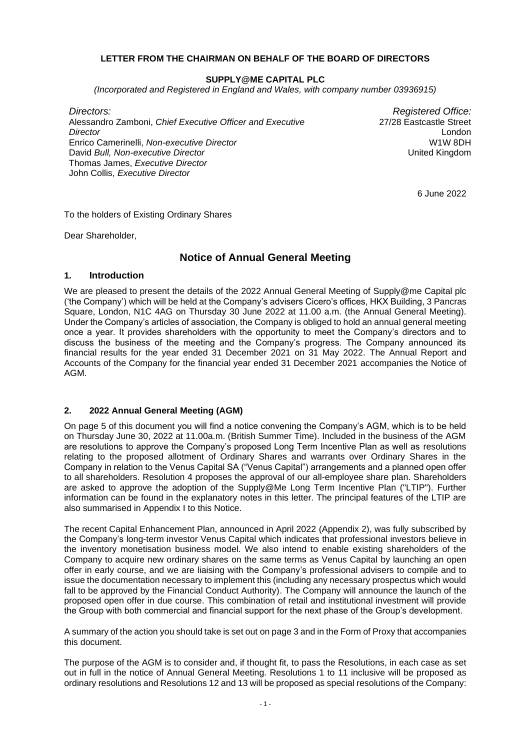**LETTER FROM THE CHAIRMAN ON BEHALF OF THE BOARD OF DIRECTORS**

**SUPPLY@ME CAPITAL PLC**

*(Incorporated and Registered in England and Wales, with company number 03936915)*

*Directors:*
Alessandro Zamboni, *Chief Executive Officer and Executive Director*
Enrico Camerinelli, *Non-executive Director*
David *Bull, Non-executive Director*
Thomas James, *Executive Director*
John Collis, *Executive Director*

*Registered Office:*
27/28 Eastcastle Street
London
W1W 8DH
United Kingdom

6 June 2022

To the holders of Existing Ordinary Shares

Dear Shareholder,

# Notice of Annual General Meeting

## 1. Introduction

We are pleased to present the details of the 2022 Annual General Meeting of Supply@me Capital plc ('the Company') which will be held at the Company's advisers Cicero's offices, HKX Building, 3 Pancras Square, London, N1C 4AG on Thursday 30 June 2022 at 11.00 a.m. (the Annual General Meeting). Under the Company's articles of association, the Company is obliged to hold an annual general meeting once a year. It provides shareholders with the opportunity to meet the Company's directors and to discuss the business of the meeting and the Company's progress. The Company announced its financial results for the year ended 31 December 2021 on 31 May 2022. The Annual Report and Accounts of the Company for the financial year ended 31 December 2021 accompanies the Notice of AGM.

## 2. 2022 Annual General Meeting (AGM)

On page 5 of this document you will find a notice convening the Company's AGM, which is to be held on Thursday June 30, 2022 at 11.00a.m. (British Summer Time). Included in the business of the AGM are resolutions to approve the Company's proposed Long Term Incentive Plan as well as resolutions relating to the proposed allotment of Ordinary Shares and warrants over Ordinary Shares in the Company in relation to the Venus Capital SA ("Venus Capital") arrangements and a planned open offer to all shareholders. Resolution 4 proposes the approval of our all-employee share plan. Shareholders are asked to approve the adoption of the Supply@Me Long Term Incentive Plan ("LTIP"). Further information can be found in the explanatory notes in this letter. The principal features of the LTIP are also summarised in Appendix I to this Notice.

The recent Capital Enhancement Plan, announced in April 2022 (Appendix 2), was fully subscribed by the Company's long-term investor Venus Capital which indicates that professional investors believe in the inventory monetisation business model. We also intend to enable existing shareholders of the Company to acquire new ordinary shares on the same terms as Venus Capital by launching an open offer in early course, and we are liaising with the Company's professional advisers to compile and to issue the documentation necessary to implement this (including any necessary prospectus which would fall to be approved by the Financial Conduct Authority). The Company will announce the launch of the proposed open offer in due course. This combination of retail and institutional investment will provide the Group with both commercial and financial support for the next phase of the Group's development.

A summary of the action you should take is set out on page 3 and in the Form of Proxy that accompanies this document.

The purpose of the AGM is to consider and, if thought fit, to pass the Resolutions, in each case as set out in full in the notice of Annual General Meeting. Resolutions 1 to 11 inclusive will be proposed as ordinary resolutions and Resolutions 12 and 13 will be proposed as special resolutions of the Company: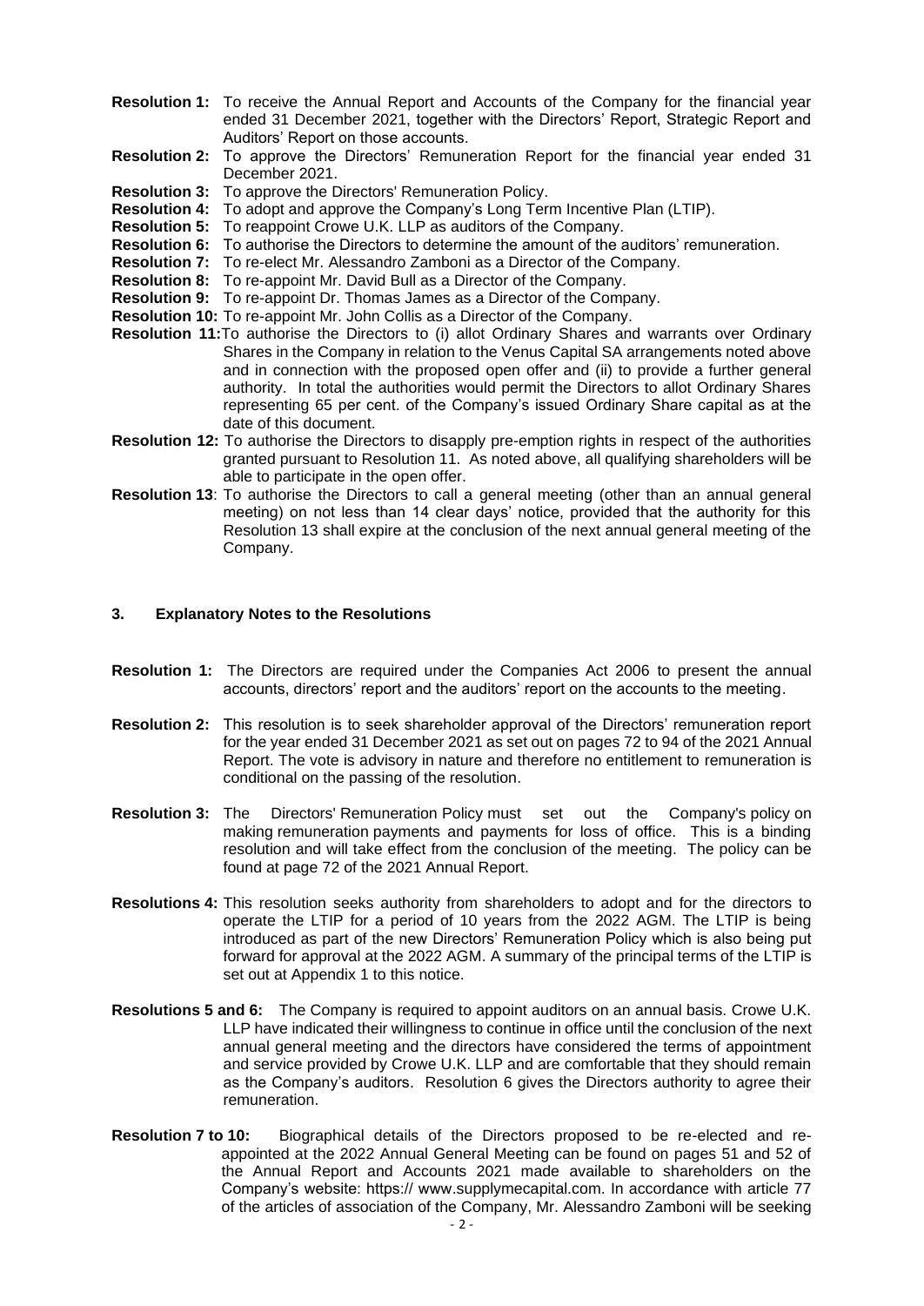**Resolution 1:** To receive the Annual Report and Accounts of the Company for the financial year ended 31 December 2021, together with the Directors' Report, Strategic Report and Auditors' Report on those accounts.

**Resolution 2:** To approve the Directors' Remuneration Report for the financial year ended 31 December 2021.

**Resolution 3:** To approve the Directors' Remuneration Policy.

**Resolution 4:** To adopt and approve the Company's Long Term Incentive Plan (LTIP).

**Resolution 5:** To reappoint Crowe U.K. LLP as auditors of the Company.

**Resolution 6:** To authorise the Directors to determine the amount of the auditors' remuneration.

**Resolution 7:** To re-elect Mr. Alessandro Zamboni as a Director of the Company.

**Resolution 8:** To re-appoint Mr. David Bull as a Director of the Company.

**Resolution 9:** To re-appoint Dr. Thomas James as a Director of the Company.

**Resolution 10:** To re-appoint Mr. John Collis as a Director of the Company.

**Resolution 11:** To authorise the Directors to (i) allot Ordinary Shares and warrants over Ordinary Shares in the Company in relation to the Venus Capital SA arrangements noted above and in connection with the proposed open offer and (ii) to provide a further general authority. In total the authorities would permit the Directors to allot Ordinary Shares representing 65 per cent. of the Company's issued Ordinary Share capital as at the date of this document.

**Resolution 12:** To authorise the Directors to disapply pre-emption rights in respect of the authorities granted pursuant to Resolution 11. As noted above, all qualifying shareholders will be able to participate in the open offer.

**Resolution 13**: To authorise the Directors to call a general meeting (other than an annual general meeting) on not less than 14 clear days' notice, provided that the authority for this Resolution 13 shall expire at the conclusion of the next annual general meeting of the Company.

## 3. Explanatory Notes to the Resolutions

**Resolution 1:** The Directors are required under the Companies Act 2006 to present the annual accounts, directors' report and the auditors' report on the accounts to the meeting.

**Resolution 2:** This resolution is to seek shareholder approval of the Directors' remuneration report for the year ended 31 December 2021 as set out on pages 72 to 94 of the 2021 Annual Report. The vote is advisory in nature and therefore no entitlement to remuneration is conditional on the passing of the resolution.

**Resolution 3:** The Directors' Remuneration Policy must set out the Company's policy on making remuneration payments and payments for loss of office. This is a binding resolution and will take effect from the conclusion of the meeting. The policy can be found at page 72 of the 2021 Annual Report.

**Resolutions 4:** This resolution seeks authority from shareholders to adopt and for the directors to operate the LTIP for a period of 10 years from the 2022 AGM. The LTIP is being introduced as part of the new Directors' Remuneration Policy which is also being put forward for approval at the 2022 AGM. A summary of the principal terms of the LTIP is set out at Appendix 1 to this notice.

**Resolutions 5 and 6:** The Company is required to appoint auditors on an annual basis. Crowe U.K. LLP have indicated their willingness to continue in office until the conclusion of the next annual general meeting and the directors have considered the terms of appointment and service provided by Crowe U.K. LLP and are comfortable that they should remain as the Company's auditors. Resolution 6 gives the Directors authority to agree their remuneration.

**Resolution 7 to 10:** Biographical details of the Directors proposed to be re-elected and re-appointed at the 2022 Annual General Meeting can be found on pages 51 and 52 of the Annual Report and Accounts 2021 made available to shareholders on the Company's website: https:// www.supplymecapital.com. In accordance with article 77 of the articles of association of the Company, Mr. Alessandro Zamboni will be seeking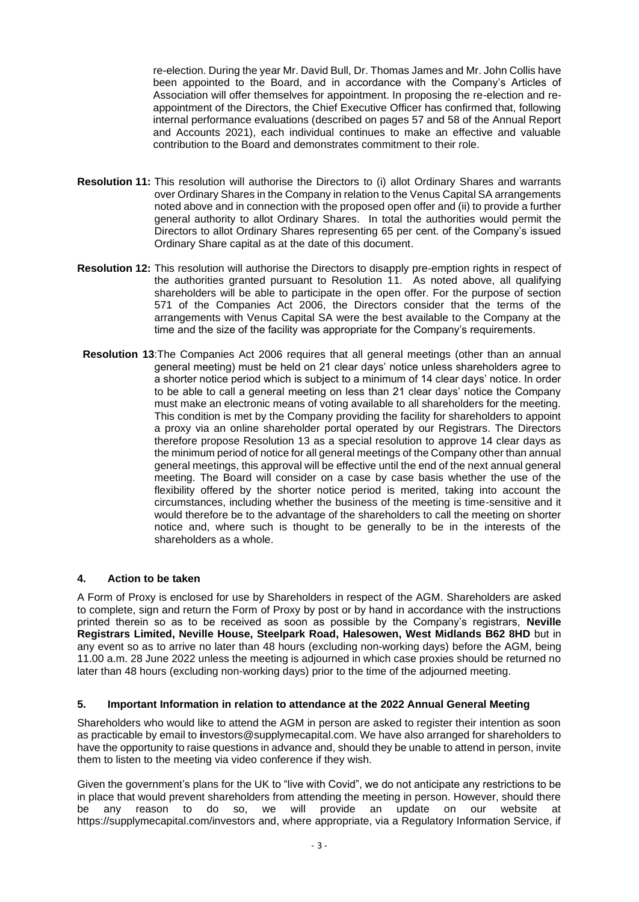re-election. During the year Mr. David Bull, Dr. Thomas James and Mr. John Collis have been appointed to the Board, and in accordance with the Company's Articles of Association will offer themselves for appointment. In proposing the re-election and re-appointment of the Directors, the Chief Executive Officer has confirmed that, following internal performance evaluations (described on pages 57 and 58 of the Annual Report and Accounts 2021), each individual continues to make an effective and valuable contribution to the Board and demonstrates commitment to their role.

**Resolution 11:** This resolution will authorise the Directors to (i) allot Ordinary Shares and warrants over Ordinary Shares in the Company in relation to the Venus Capital SA arrangements noted above and in connection with the proposed open offer and (ii) to provide a further general authority to allot Ordinary Shares. In total the authorities would permit the Directors to allot Ordinary Shares representing 65 per cent. of the Company's issued Ordinary Share capital as at the date of this document.

**Resolution 12:** This resolution will authorise the Directors to disapply pre-emption rights in respect of the authorities granted pursuant to Resolution 11. As noted above, all qualifying shareholders will be able to participate in the open offer. For the purpose of section 571 of the Companies Act 2006, the Directors consider that the terms of the arrangements with Venus Capital SA were the best available to the Company at the time and the size of the facility was appropriate for the Company's requirements.

**Resolution 13**:The Companies Act 2006 requires that all general meetings (other than an annual general meeting) must be held on 21 clear days' notice unless shareholders agree to a shorter notice period which is subject to a minimum of 14 clear days' notice. In order to be able to call a general meeting on less than 21 clear days' notice the Company must make an electronic means of voting available to all shareholders for the meeting. This condition is met by the Company providing the facility for shareholders to appoint a proxy via an online shareholder portal operated by our Registrars. The Directors therefore propose Resolution 13 as a special resolution to approve 14 clear days as the minimum period of notice for all general meetings of the Company other than annual general meetings, this approval will be effective until the end of the next annual general meeting. The Board will consider on a case by case basis whether the use of the flexibility offered by the shorter notice period is merited, taking into account the circumstances, including whether the business of the meeting is time-sensitive and it would therefore be to the advantage of the shareholders to call the meeting on shorter notice and, where such is thought to be generally to be in the interests of the shareholders as a whole.

## 4. Action to be taken

A Form of Proxy is enclosed for use by Shareholders in respect of the AGM. Shareholders are asked to complete, sign and return the Form of Proxy by post or by hand in accordance with the instructions printed therein so as to be received as soon as possible by the Company's registrars, **Neville Registrars Limited, Neville House, Steelpark Road, Halesowen, West Midlands B62 8HD** but in any event so as to arrive no later than 48 hours (excluding non-working days) before the AGM, being 11.00 a.m. 28 June 2022 unless the meeting is adjourned in which case proxies should be returned no later than 48 hours (excluding non-working days) prior to the time of the adjourned meeting.

## 5. Important Information in relation to attendance at the 2022 Annual General Meeting

Shareholders who would like to attend the AGM in person are asked to register their intention as soon as practicable by email to investors@supplymecapital.com. We have also arranged for shareholders to have the opportunity to raise questions in advance and, should they be unable to attend in person, invite them to listen to the meeting via video conference if they wish.

Given the government's plans for the UK to "live with Covid", we do not anticipate any restrictions to be in place that would prevent shareholders from attending the meeting in person. However, should there be any reason to do so, we will provide an update on our website at https://supplymecapital.com/investors and, where appropriate, via a Regulatory Information Service, if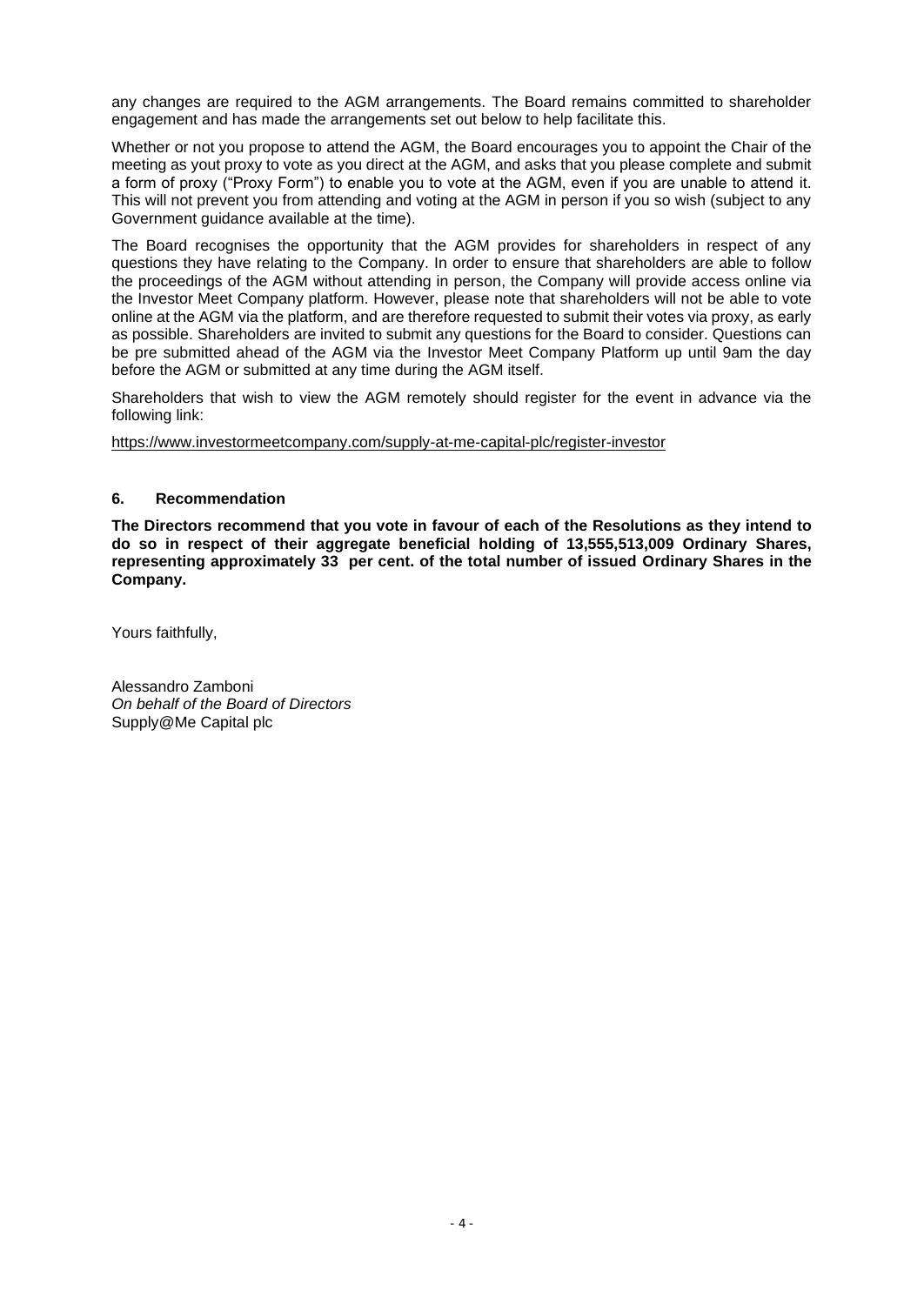any changes are required to the AGM arrangements. The Board remains committed to shareholder engagement and has made the arrangements set out below to help facilitate this.

Whether or not you propose to attend the AGM, the Board encourages you to appoint the Chair of the meeting as yout proxy to vote as you direct at the AGM, and asks that you please complete and submit a form of proxy ("Proxy Form") to enable you to vote at the AGM, even if you are unable to attend it. This will not prevent you from attending and voting at the AGM in person if you so wish (subject to any Government guidance available at the time).

The Board recognises the opportunity that the AGM provides for shareholders in respect of any questions they have relating to the Company. In order to ensure that shareholders are able to follow the proceedings of the AGM without attending in person, the Company will provide access online via the Investor Meet Company platform. However, please note that shareholders will not be able to vote online at the AGM via the platform, and are therefore requested to submit their votes via proxy, as early as possible. Shareholders are invited to submit any questions for the Board to consider. Questions can be pre submitted ahead of the AGM via the Investor Meet Company Platform up until 9am the day before the AGM or submitted at any time during the AGM itself.

Shareholders that wish to view the AGM remotely should register for the event in advance via the following link:

https://www.investormeetcompany.com/supply-at-me-capital-plc/register-investor

## 6. Recommendation

**The Directors recommend that you vote in favour of each of the Resolutions as they intend to do so in respect of their aggregate beneficial holding of 13,555,513,009 Ordinary Shares, representing approximately 33 per cent. of the total number of issued Ordinary Shares in the Company.**

Yours faithfully,

Alessandro Zamboni
*On behalf of the Board of Directors*
Supply@Me Capital plc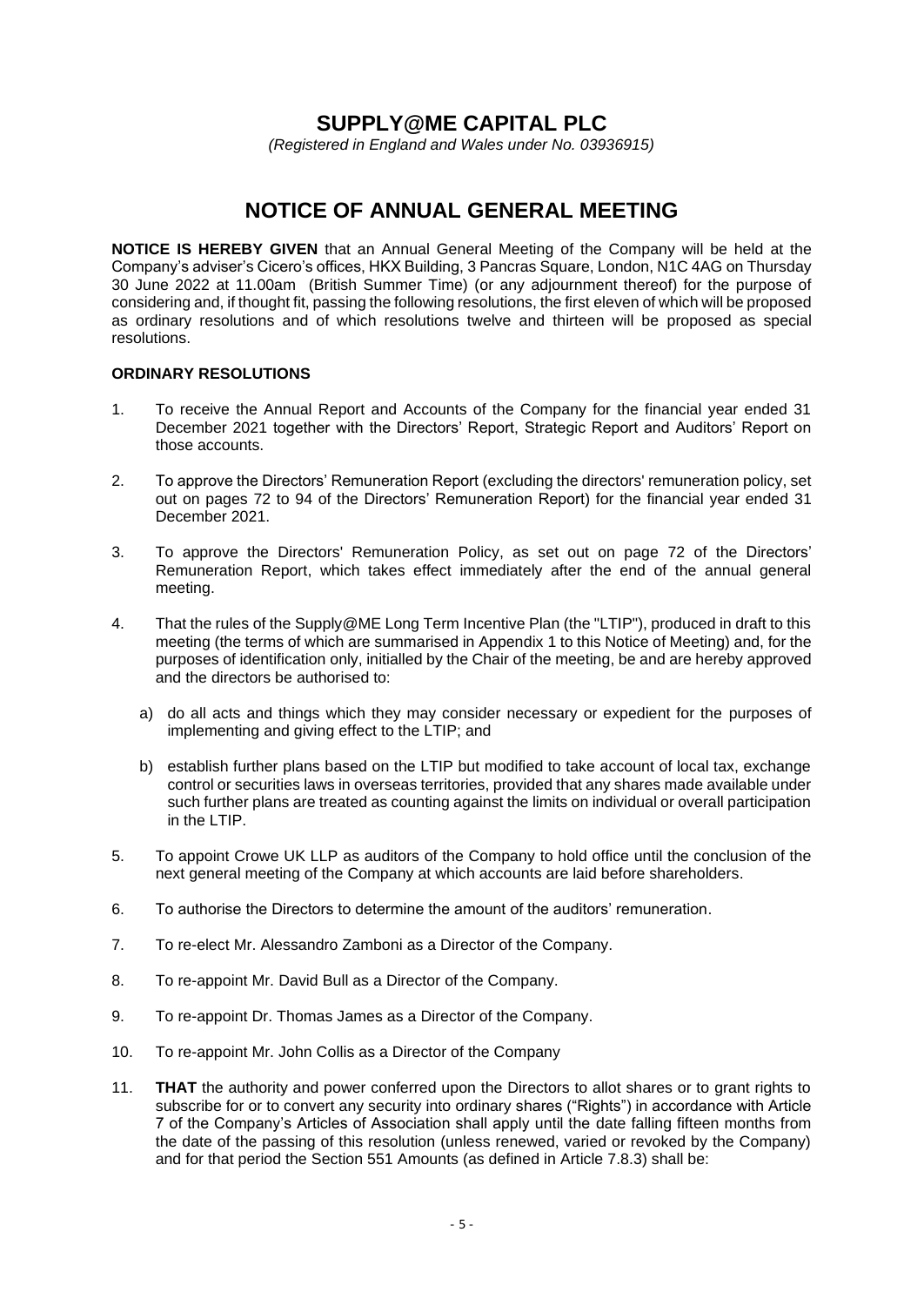# SUPPLY@ME CAPITAL PLC

*(Registered in England and Wales under No. 03936915)*

# NOTICE OF ANNUAL GENERAL MEETING

**NOTICE IS HEREBY GIVEN** that an Annual General Meeting of the Company will be held at the Company's adviser's Cicero's offices, HKX Building, 3 Pancras Square, London, N1C 4AG on Thursday 30 June 2022 at 11.00am (British Summer Time) (or any adjournment thereof) for the purpose of considering and, if thought fit, passing the following resolutions, the first eleven of which will be proposed as ordinary resolutions and of which resolutions twelve and thirteen will be proposed as special resolutions.

**ORDINARY RESOLUTIONS**

1. To receive the Annual Report and Accounts of the Company for the financial year ended 31 December 2021 together with the Directors' Report, Strategic Report and Auditors' Report on those accounts.
2. To approve the Directors' Remuneration Report (excluding the directors' remuneration policy, set out on pages 72 to 94 of the Directors' Remuneration Report) for the financial year ended 31 December 2021.
3. To approve the Directors' Remuneration Policy, as set out on page 72 of the Directors' Remuneration Report, which takes effect immediately after the end of the annual general meeting.
4. That the rules of the Supply@ME Long Term Incentive Plan (the "LTIP"), produced in draft to this meeting (the terms of which are summarised in Appendix 1 to this Notice of Meeting) and, for the purposes of identification only, initialled by the Chair of the meeting, be and are hereby approved and the directors be authorised to:
   a) do all acts and things which they may consider necessary or expedient for the purposes of implementing and giving effect to the LTIP; and
   b) establish further plans based on the LTIP but modified to take account of local tax, exchange control or securities laws in overseas territories, provided that any shares made available under such further plans are treated as counting against the limits on individual or overall participation in the LTIP.
5. To appoint Crowe UK LLP as auditors of the Company to hold office until the conclusion of the next general meeting of the Company at which accounts are laid before shareholders.
6. To authorise the Directors to determine the amount of the auditors' remuneration.
7. To re-elect Mr. Alessandro Zamboni as a Director of the Company.
8. To re-appoint Mr. David Bull as a Director of the Company.
9. To re-appoint Dr. Thomas James as a Director of the Company.
10. To re-appoint Mr. John Collis as a Director of the Company
11. **THAT** the authority and power conferred upon the Directors to allot shares or to grant rights to subscribe for or to convert any security into ordinary shares ("Rights") in accordance with Article 7 of the Company's Articles of Association shall apply until the date falling fifteen months from the date of the passing of this resolution (unless renewed, varied or revoked by the Company) and for that period the Section 551 Amounts (as defined in Article 7.8.3) shall be: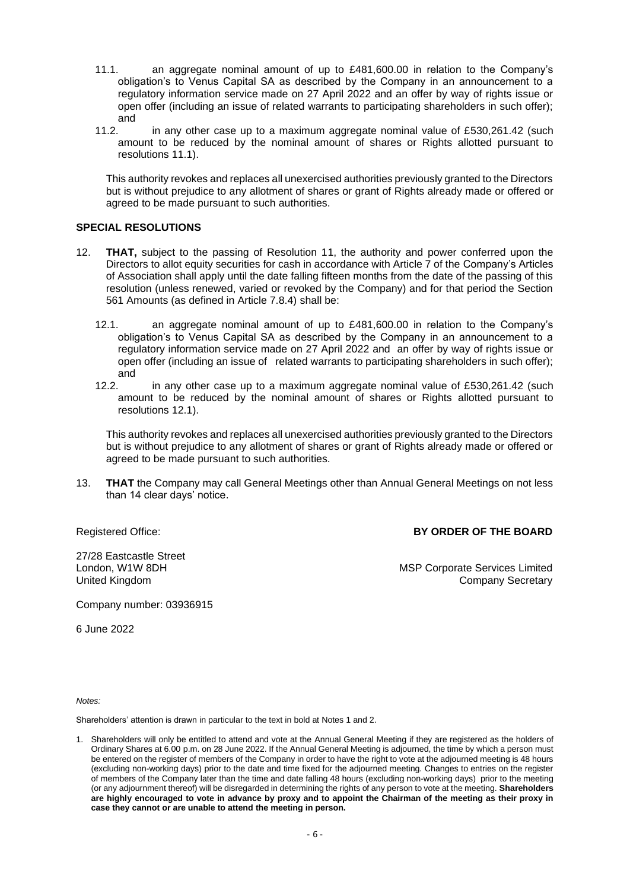11.1. an aggregate nominal amount of up to £481,600.00 in relation to the Company's obligation's to Venus Capital SA as described by the Company in an announcement to a regulatory information service made on 27 April 2022 and an offer by way of rights issue or open offer (including an issue of related warrants to participating shareholders in such offer); and

11.2. in any other case up to a maximum aggregate nominal value of £530,261.42 (such amount to be reduced by the nominal amount of shares or Rights allotted pursuant to resolutions 11.1).

This authority revokes and replaces all unexercised authorities previously granted to the Directors but is without prejudice to any allotment of shares or grant of Rights already made or offered or agreed to be made pursuant to such authorities.

**SPECIAL RESOLUTIONS**

12. **THAT,** subject to the passing of Resolution 11, the authority and power conferred upon the Directors to allot equity securities for cash in accordance with Article 7 of the Company's Articles of Association shall apply until the date falling fifteen months from the date of the passing of this resolution (unless renewed, varied or revoked by the Company) and for that period the Section 561 Amounts (as defined in Article 7.8.4) shall be:

12.1. an aggregate nominal amount of up to £481,600.00 in relation to the Company's obligation's to Venus Capital SA as described by the Company in an announcement to a regulatory information service made on 27 April 2022 and an offer by way of rights issue or open offer (including an issue of related warrants to participating shareholders in such offer); and

12.2. in any other case up to a maximum aggregate nominal value of £530,261.42 (such amount to be reduced by the nominal amount of shares or Rights allotted pursuant to resolutions 12.1).

This authority revokes and replaces all unexercised authorities previously granted to the Directors but is without prejudice to any allotment of shares or grant of Rights already made or offered or agreed to be made pursuant to such authorities.

13. **THAT** the Company may call General Meetings other than Annual General Meetings on not less than 14 clear days' notice.

Registered Office:

27/28 Eastcastle Street
London, W1W 8DH
United Kingdom

Company number: 03936915

6 June 2022

**BY ORDER OF THE BOARD**

MSP Corporate Services Limited
Company Secretary

*Notes:*

Shareholders' attention is drawn in particular to the text in bold at Notes 1 and 2.

1. Shareholders will only be entitled to attend and vote at the Annual General Meeting if they are registered as the holders of Ordinary Shares at 6.00 p.m. on 28 June 2022. If the Annual General Meeting is adjourned, the time by which a person must be entered on the register of members of the Company in order to have the right to vote at the adjourned meeting is 48 hours (excluding non-working days) prior to the date and time fixed for the adjourned meeting. Changes to entries on the register of members of the Company later than the time and date falling 48 hours (excluding non-working days) prior to the meeting (or any adjournment thereof) will be disregarded in determining the rights of any person to vote at the meeting. **Shareholders are highly encouraged to vote in advance by proxy and to appoint the Chairman of the meeting as their proxy in case they cannot or are unable to attend the meeting in person.**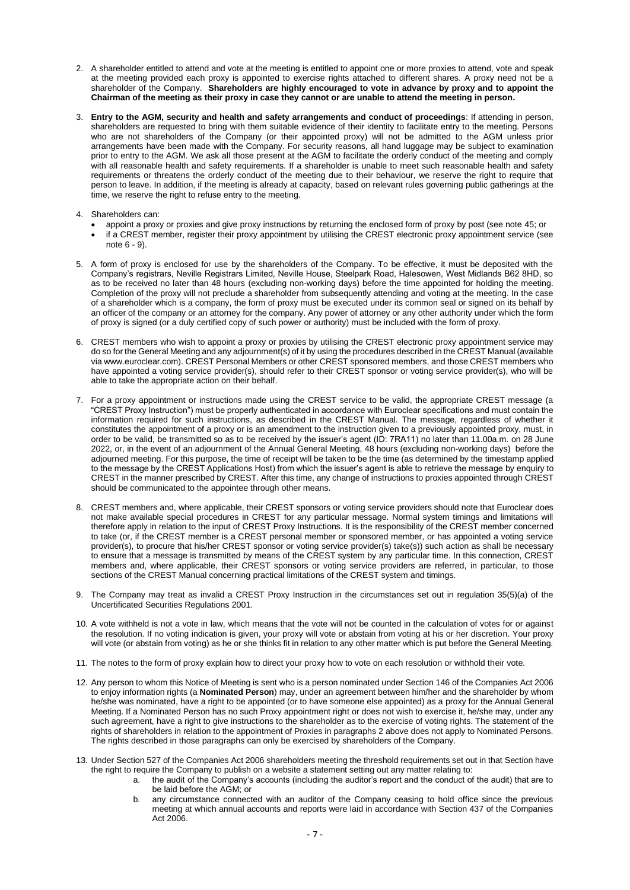2. A shareholder entitled to attend and vote at the meeting is entitled to appoint one or more proxies to attend, vote and speak at the meeting provided each proxy is appointed to exercise rights attached to different shares. A proxy need not be a shareholder of the Company. **Shareholders are highly encouraged to vote in advance by proxy and to appoint the Chairman of the meeting as their proxy in case they cannot or are unable to attend the meeting in person.**

3. **Entry to the AGM, security and health and safety arrangements and conduct of proceedings**: If attending in person, shareholders are requested to bring with them suitable evidence of their identity to facilitate entry to the meeting. Persons who are not shareholders of the Company (or their appointed proxy) will not be admitted to the AGM unless prior arrangements have been made with the Company. For security reasons, all hand luggage may be subject to examination prior to entry to the AGM. We ask all those present at the AGM to facilitate the orderly conduct of the meeting and comply with all reasonable health and safety requirements. If a shareholder is unable to meet such reasonable health and safety requirements or threatens the orderly conduct of the meeting due to their behaviour, we reserve the right to require that person to leave. In addition, if the meeting is already at capacity, based on relevant rules governing public gatherings at the time, we reserve the right to refuse entry to the meeting.

4. Shareholders can:
   - appoint a proxy or proxies and give proxy instructions by returning the enclosed form of proxy by post (see note 45; or
   - if a CREST member, register their proxy appointment by utilising the CREST electronic proxy appointment service (see note 6 - 9).

5. A form of proxy is enclosed for use by the shareholders of the Company. To be effective, it must be deposited with the Company's registrars, Neville Registrars Limited, Neville House, Steelpark Road, Halesowen, West Midlands B62 8HD, so as to be received no later than 48 hours (excluding non-working days) before the time appointed for holding the meeting. Completion of the proxy will not preclude a shareholder from subsequently attending and voting at the meeting. In the case of a shareholder which is a company, the form of proxy must be executed under its common seal or signed on its behalf by an officer of the company or an attorney for the company. Any power of attorney or any other authority under which the form of proxy is signed (or a duly certified copy of such power or authority) must be included with the form of proxy.

6. CREST members who wish to appoint a proxy or proxies by utilising the CREST electronic proxy appointment service may do so for the General Meeting and any adjournment(s) of it by using the procedures described in the CREST Manual (available via www.euroclear.com). CREST Personal Members or other CREST sponsored members, and those CREST members who have appointed a voting service provider(s), should refer to their CREST sponsor or voting service provider(s), who will be able to take the appropriate action on their behalf.

7. For a proxy appointment or instructions made using the CREST service to be valid, the appropriate CREST message (a "CREST Proxy Instruction") must be properly authenticated in accordance with Euroclear specifications and must contain the information required for such instructions, as described in the CREST Manual. The message, regardless of whether it constitutes the appointment of a proxy or is an amendment to the instruction given to a previously appointed proxy, must, in order to be valid, be transmitted so as to be received by the issuer's agent (ID: 7RA11) no later than 11.00a.m. on 28 June 2022, or, in the event of an adjournment of the Annual General Meeting, 48 hours (excluding non-working days) before the adjourned meeting. For this purpose, the time of receipt will be taken to be the time (as determined by the timestamp applied to the message by the CREST Applications Host) from which the issuer's agent is able to retrieve the message by enquiry to CREST in the manner prescribed by CREST. After this time, any change of instructions to proxies appointed through CREST should be communicated to the appointee through other means.

8. CREST members and, where applicable, their CREST sponsors or voting service providers should note that Euroclear does not make available special procedures in CREST for any particular message. Normal system timings and limitations will therefore apply in relation to the input of CREST Proxy Instructions. It is the responsibility of the CREST member concerned to take (or, if the CREST member is a CREST personal member or sponsored member, or has appointed a voting service provider(s), to procure that his/her CREST sponsor or voting service provider(s) take(s)) such action as shall be necessary to ensure that a message is transmitted by means of the CREST system by any particular time. In this connection, CREST members and, where applicable, their CREST sponsors or voting service providers are referred, in particular, to those sections of the CREST Manual concerning practical limitations of the CREST system and timings.

9. The Company may treat as invalid a CREST Proxy Instruction in the circumstances set out in regulation 35(5)(a) of the Uncertificated Securities Regulations 2001.

10. A vote withheld is not a vote in law, which means that the vote will not be counted in the calculation of votes for or against the resolution. If no voting indication is given, your proxy will vote or abstain from voting at his or her discretion. Your proxy will vote (or abstain from voting) as he or she thinks fit in relation to any other matter which is put before the General Meeting.

11. The notes to the form of proxy explain how to direct your proxy how to vote on each resolution or withhold their vote.

12. Any person to whom this Notice of Meeting is sent who is a person nominated under Section 146 of the Companies Act 2006 to enjoy information rights (a **Nominated Person**) may, under an agreement between him/her and the shareholder by whom he/she was nominated, have a right to be appointed (or to have someone else appointed) as a proxy for the Annual General Meeting. If a Nominated Person has no such Proxy appointment right or does not wish to exercise it, he/she may, under any such agreement, have a right to give instructions to the shareholder as to the exercise of voting rights. The statement of the rights of shareholders in relation to the appointment of Proxies in paragraphs 2 above does not apply to Nominated Persons. The rights described in those paragraphs can only be exercised by shareholders of the Company.

13. Under Section 527 of the Companies Act 2006 shareholders meeting the threshold requirements set out in that Section have the right to require the Company to publish on a website a statement setting out any matter relating to:
    a. the audit of the Company's accounts (including the auditor's report and the conduct of the audit) that are to be laid before the AGM; or
    b. any circumstance connected with an auditor of the Company ceasing to hold office since the previous meeting at which annual accounts and reports were laid in accordance with Section 437 of the Companies Act 2006.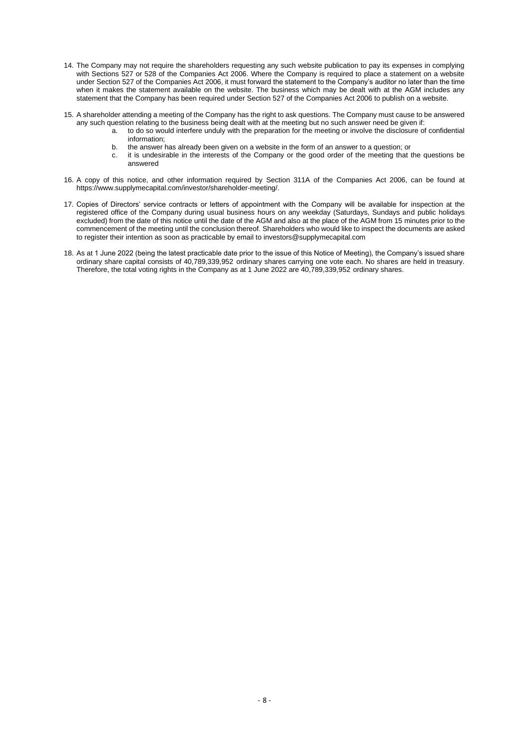14. The Company may not require the shareholders requesting any such website publication to pay its expenses in complying with Sections 527 or 528 of the Companies Act 2006. Where the Company is required to place a statement on a website under Section 527 of the Companies Act 2006, it must forward the statement to the Company's auditor no later than the time when it makes the statement available on the website. The business which may be dealt with at the AGM includes any statement that the Company has been required under Section 527 of the Companies Act 2006 to publish on a website.

15. A shareholder attending a meeting of the Company has the right to ask questions. The Company must cause to be answered any such question relating to the business being dealt with at the meeting but no such answer need be given if:
    a. to do so would interfere unduly with the preparation for the meeting or involve the disclosure of confidential information;
    b. the answer has already been given on a website in the form of an answer to a question; or
    c. it is undesirable in the interests of the Company or the good order of the meeting that the questions be answered

16. A copy of this notice, and other information required by Section 311A of the Companies Act 2006, can be found at https://www.supplymecapital.com/investor/shareholder-meeting/.

17. Copies of Directors' service contracts or letters of appointment with the Company will be available for inspection at the registered office of the Company during usual business hours on any weekday (Saturdays, Sundays and public holidays excluded) from the date of this notice until the date of the AGM and also at the place of the AGM from 15 minutes prior to the commencement of the meeting until the conclusion thereof. Shareholders who would like to inspect the documents are asked to register their intention as soon as practicable by email to investors@supplymecapital.com

18. As at 1 June 2022 (being the latest practicable date prior to the issue of this Notice of Meeting), the Company's issued share ordinary share capital consists of 40,789,339,952 ordinary shares carrying one vote each. No shares are held in treasury. Therefore, the total voting rights in the Company as at 1 June 2022 are 40,789,339,952 ordinary shares.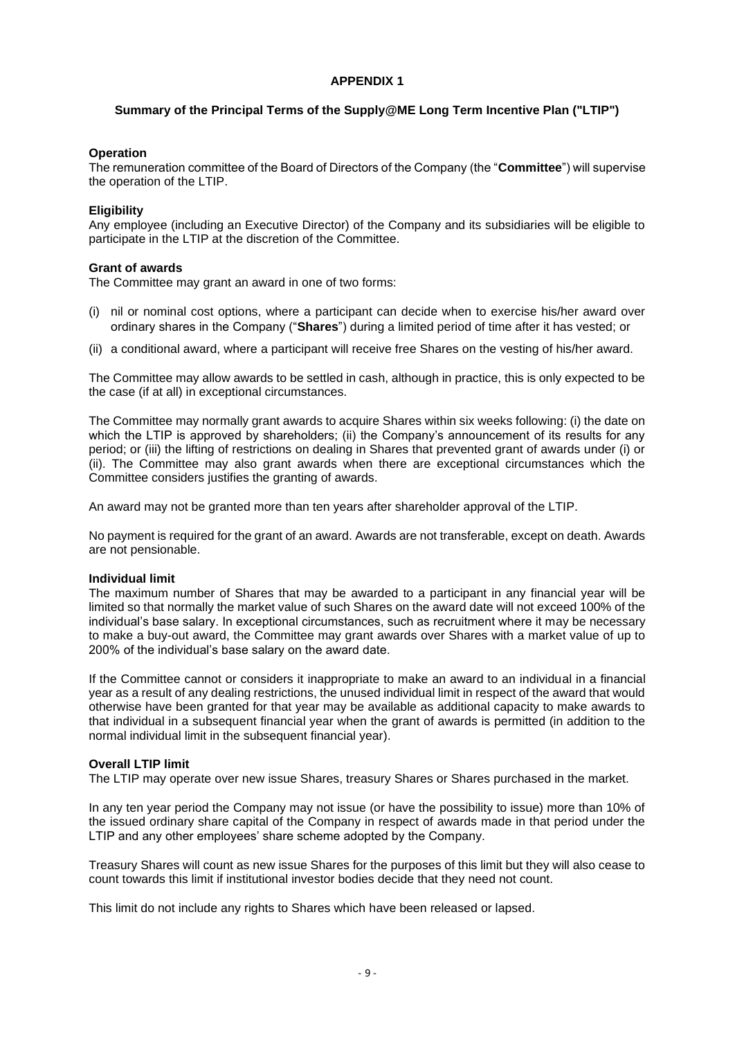# APPENDIX 1

## Summary of the Principal Terms of the Supply@ME Long Term Incentive Plan ("LTIP")

### Operation

The remuneration committee of the Board of Directors of the Company (the "**Committee**") will supervise the operation of the LTIP.

### Eligibility

Any employee (including an Executive Director) of the Company and its subsidiaries will be eligible to participate in the LTIP at the discretion of the Committee.

### Grant of awards

The Committee may grant an award in one of two forms:

(i) nil or nominal cost options, where a participant can decide when to exercise his/her award over ordinary shares in the Company ("**Shares**") during a limited period of time after it has vested; or

(ii) a conditional award, where a participant will receive free Shares on the vesting of his/her award.

The Committee may allow awards to be settled in cash, although in practice, this is only expected to be the case (if at all) in exceptional circumstances.

The Committee may normally grant awards to acquire Shares within six weeks following: (i) the date on which the LTIP is approved by shareholders; (ii) the Company's announcement of its results for any period; or (iii) the lifting of restrictions on dealing in Shares that prevented grant of awards under (i) or (ii). The Committee may also grant awards when there are exceptional circumstances which the Committee considers justifies the granting of awards.

An award may not be granted more than ten years after shareholder approval of the LTIP.

No payment is required for the grant of an award. Awards are not transferable, except on death. Awards are not pensionable.

### Individual limit

The maximum number of Shares that may be awarded to a participant in any financial year will be limited so that normally the market value of such Shares on the award date will not exceed 100% of the individual's base salary. In exceptional circumstances, such as recruitment where it may be necessary to make a buy-out award, the Committee may grant awards over Shares with a market value of up to 200% of the individual's base salary on the award date.

If the Committee cannot or considers it inappropriate to make an award to an individual in a financial year as a result of any dealing restrictions, the unused individual limit in respect of the award that would otherwise have been granted for that year may be available as additional capacity to make awards to that individual in a subsequent financial year when the grant of awards is permitted (in addition to the normal individual limit in the subsequent financial year).

### Overall LTIP limit

The LTIP may operate over new issue Shares, treasury Shares or Shares purchased in the market.

In any ten year period the Company may not issue (or have the possibility to issue) more than 10% of the issued ordinary share capital of the Company in respect of awards made in that period under the LTIP and any other employees' share scheme adopted by the Company.

Treasury Shares will count as new issue Shares for the purposes of this limit but they will also cease to count towards this limit if institutional investor bodies decide that they need not count.

This limit do not include any rights to Shares which have been released or lapsed.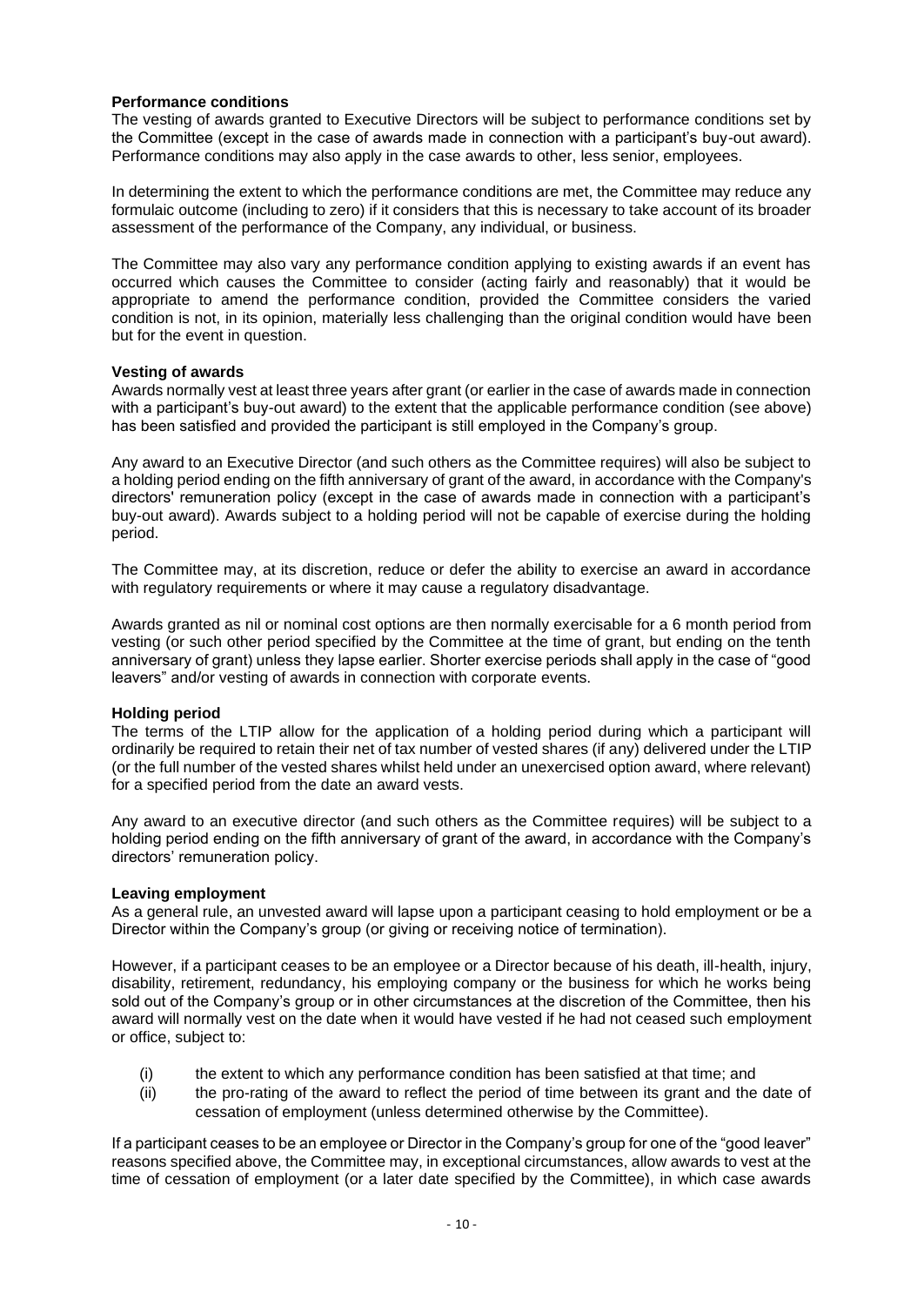**Performance conditions**

The vesting of awards granted to Executive Directors will be subject to performance conditions set by the Committee (except in the case of awards made in connection with a participant's buy-out award). Performance conditions may also apply in the case awards to other, less senior, employees.

In determining the extent to which the performance conditions are met, the Committee may reduce any formulaic outcome (including to zero) if it considers that this is necessary to take account of its broader assessment of the performance of the Company, any individual, or business.

The Committee may also vary any performance condition applying to existing awards if an event has occurred which causes the Committee to consider (acting fairly and reasonably) that it would be appropriate to amend the performance condition, provided the Committee considers the varied condition is not, in its opinion, materially less challenging than the original condition would have been but for the event in question.

**Vesting of awards**

Awards normally vest at least three years after grant (or earlier in the case of awards made in connection with a participant's buy-out award) to the extent that the applicable performance condition (see above) has been satisfied and provided the participant is still employed in the Company's group.

Any award to an Executive Director (and such others as the Committee requires) will also be subject to a holding period ending on the fifth anniversary of grant of the award, in accordance with the Company's directors' remuneration policy (except in the case of awards made in connection with a participant's buy-out award). Awards subject to a holding period will not be capable of exercise during the holding period.

The Committee may, at its discretion, reduce or defer the ability to exercise an award in accordance with regulatory requirements or where it may cause a regulatory disadvantage.

Awards granted as nil or nominal cost options are then normally exercisable for a 6 month period from vesting (or such other period specified by the Committee at the time of grant, but ending on the tenth anniversary of grant) unless they lapse earlier. Shorter exercise periods shall apply in the case of "good leavers" and/or vesting of awards in connection with corporate events.

**Holding period**

The terms of the LTIP allow for the application of a holding period during which a participant will ordinarily be required to retain their net of tax number of vested shares (if any) delivered under the LTIP (or the full number of the vested shares whilst held under an unexercised option award, where relevant) for a specified period from the date an award vests.

Any award to an executive director (and such others as the Committee requires) will be subject to a holding period ending on the fifth anniversary of grant of the award, in accordance with the Company's directors' remuneration policy.

**Leaving employment**

As a general rule, an unvested award will lapse upon a participant ceasing to hold employment or be a Director within the Company's group (or giving or receiving notice of termination).

However, if a participant ceases to be an employee or a Director because of his death, ill-health, injury, disability, retirement, redundancy, his employing company or the business for which he works being sold out of the Company's group or in other circumstances at the discretion of the Committee, then his award will normally vest on the date when it would have vested if he had not ceased such employment or office, subject to:

(i) the extent to which any performance condition has been satisfied at that time; and

(ii) the pro-rating of the award to reflect the period of time between its grant and the date of cessation of employment (unless determined otherwise by the Committee).

If a participant ceases to be an employee or Director in the Company's group for one of the "good leaver" reasons specified above, the Committee may, in exceptional circumstances, allow awards to vest at the time of cessation of employment (or a later date specified by the Committee), in which case awards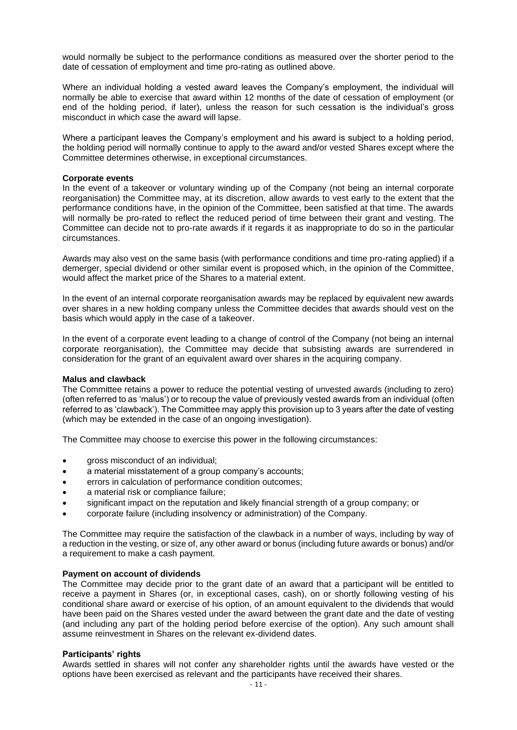would normally be subject to the performance conditions as measured over the shorter period to the date of cessation of employment and time pro-rating as outlined above.

Where an individual holding a vested award leaves the Company's employment, the individual will normally be able to exercise that award within 12 months of the date of cessation of employment (or end of the holding period, if later), unless the reason for such cessation is the individual's gross misconduct in which case the award will lapse.

Where a participant leaves the Company's employment and his award is subject to a holding period, the holding period will normally continue to apply to the award and/or vested Shares except where the Committee determines otherwise, in exceptional circumstances.

**Corporate events**

In the event of a takeover or voluntary winding up of the Company (not being an internal corporate reorganisation) the Committee may, at its discretion, allow awards to vest early to the extent that the performance conditions have, in the opinion of the Committee, been satisfied at that time. The awards will normally be pro-rated to reflect the reduced period of time between their grant and vesting. The Committee can decide not to pro-rate awards if it regards it as inappropriate to do so in the particular circumstances.

Awards may also vest on the same basis (with performance conditions and time pro-rating applied) if a demerger, special dividend or other similar event is proposed which, in the opinion of the Committee, would affect the market price of the Shares to a material extent.

In the event of an internal corporate reorganisation awards may be replaced by equivalent new awards over shares in a new holding company unless the Committee decides that awards should vest on the basis which would apply in the case of a takeover.

In the event of a corporate event leading to a change of control of the Company (not being an internal corporate reorganisation), the Committee may decide that subsisting awards are surrendered in consideration for the grant of an equivalent award over shares in the acquiring company.

**Malus and clawback**

The Committee retains a power to reduce the potential vesting of unvested awards (including to zero) (often referred to as 'malus') or to recoup the value of previously vested awards from an individual (often referred to as 'clawback'). The Committee may apply this provision up to 3 years after the date of vesting (which may be extended in the case of an ongoing investigation).

The Committee may choose to exercise this power in the following circumstances:

- gross misconduct of an individual;
- a material misstatement of a group company's accounts;
- errors in calculation of performance condition outcomes;
- a material risk or compliance failure;
- significant impact on the reputation and likely financial strength of a group company; or
- corporate failure (including insolvency or administration) of the Company.

The Committee may require the satisfaction of the clawback in a number of ways, including by way of a reduction in the vesting, or size of, any other award or bonus (including future awards or bonus) and/or a requirement to make a cash payment.

**Payment on account of dividends**

The Committee may decide prior to the grant date of an award that a participant will be entitled to receive a payment in Shares (or, in exceptional cases, cash), on or shortly following vesting of his conditional share award or exercise of his option, of an amount equivalent to the dividends that would have been paid on the Shares vested under the award between the grant date and the date of vesting (and including any part of the holding period before exercise of the option). Any such amount shall assume reinvestment in Shares on the relevant ex-dividend dates.

**Participants' rights**

Awards settled in shares will not confer any shareholder rights until the awards have vested or the options have been exercised as relevant and the participants have received their shares.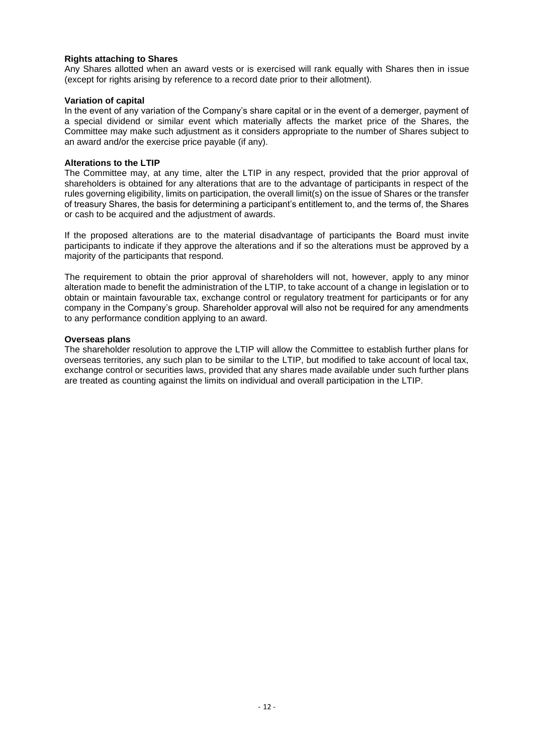**Rights attaching to Shares**

Any Shares allotted when an award vests or is exercised will rank equally with Shares then in issue (except for rights arising by reference to a record date prior to their allotment).

**Variation of capital**

In the event of any variation of the Company's share capital or in the event of a demerger, payment of a special dividend or similar event which materially affects the market price of the Shares, the Committee may make such adjustment as it considers appropriate to the number of Shares subject to an award and/or the exercise price payable (if any).

**Alterations to the LTIP**

The Committee may, at any time, alter the LTIP in any respect, provided that the prior approval of shareholders is obtained for any alterations that are to the advantage of participants in respect of the rules governing eligibility, limits on participation, the overall limit(s) on the issue of Shares or the transfer of treasury Shares, the basis for determining a participant's entitlement to, and the terms of, the Shares or cash to be acquired and the adjustment of awards.

If the proposed alterations are to the material disadvantage of participants the Board must invite participants to indicate if they approve the alterations and if so the alterations must be approved by a majority of the participants that respond.

The requirement to obtain the prior approval of shareholders will not, however, apply to any minor alteration made to benefit the administration of the LTIP, to take account of a change in legislation or to obtain or maintain favourable tax, exchange control or regulatory treatment for participants or for any company in the Company's group. Shareholder approval will also not be required for any amendments to any performance condition applying to an award.

**Overseas plans**

The shareholder resolution to approve the LTIP will allow the Committee to establish further plans for overseas territories, any such plan to be similar to the LTIP, but modified to take account of local tax, exchange control or securities laws, provided that any shares made available under such further plans are treated as counting against the limits on individual and overall participation in the LTIP.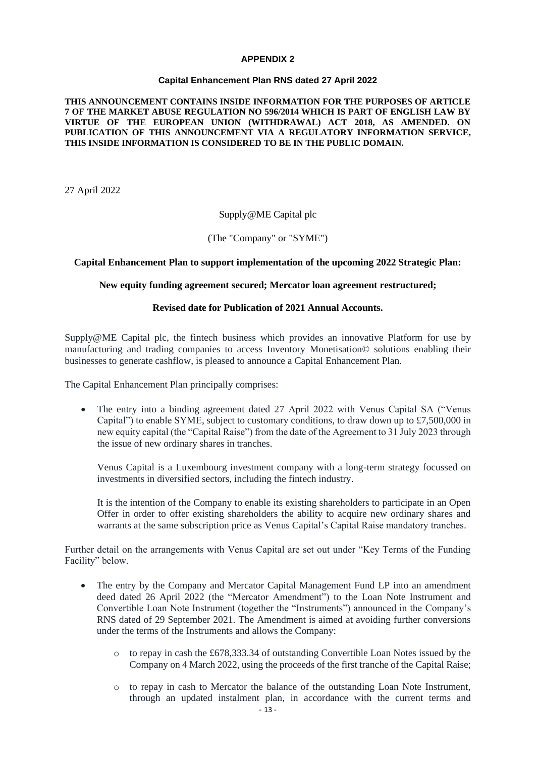**APPENDIX 2**

**Capital Enhancement Plan RNS dated 27 April 2022**

**THIS ANNOUNCEMENT CONTAINS INSIDE INFORMATION FOR THE PURPOSES OF ARTICLE 7 OF THE MARKET ABUSE REGULATION NO 596/2014 WHICH IS PART OF ENGLISH LAW BY VIRTUE OF THE EUROPEAN UNION (WITHDRAWAL) ACT 2018, AS AMENDED. ON PUBLICATION OF THIS ANNOUNCEMENT VIA A REGULATORY INFORMATION SERVICE, THIS INSIDE INFORMATION IS CONSIDERED TO BE IN THE PUBLIC DOMAIN.**

27 April 2022

Supply@ME Capital plc

(The "Company" or "SYME")

**Capital Enhancement Plan to support implementation of the upcoming 2022 Strategic Plan:**

**New equity funding agreement secured; Mercator loan agreement restructured;**

**Revised date for Publication of 2021 Annual Accounts.**

Supply@ME Capital plc, the fintech business which provides an innovative Platform for use by manufacturing and trading companies to access Inventory Monetisation© solutions enabling their businesses to generate cashflow, is pleased to announce a Capital Enhancement Plan.

The Capital Enhancement Plan principally comprises:

- The entry into a binding agreement dated 27 April 2022 with Venus Capital SA ("Venus Capital") to enable SYME, subject to customary conditions, to draw down up to £7,500,000 in new equity capital (the "Capital Raise") from the date of the Agreement to 31 July 2023 through the issue of new ordinary shares in tranches.

  Venus Capital is a Luxembourg investment company with a long-term strategy focussed on investments in diversified sectors, including the fintech industry.

  It is the intention of the Company to enable its existing shareholders to participate in an Open Offer in order to offer existing shareholders the ability to acquire new ordinary shares and warrants at the same subscription price as Venus Capital's Capital Raise mandatory tranches.

Further detail on the arrangements with Venus Capital are set out under "Key Terms of the Funding Facility" below.

- The entry by the Company and Mercator Capital Management Fund LP into an amendment deed dated 26 April 2022 (the "Mercator Amendment") to the Loan Note Instrument and Convertible Loan Note Instrument (together the "Instruments") announced in the Company's RNS dated of 29 September 2021. The Amendment is aimed at avoiding further conversions under the terms of the Instruments and allows the Company:
  - to repay in cash the £678,333.34 of outstanding Convertible Loan Notes issued by the Company on 4 March 2022, using the proceeds of the first tranche of the Capital Raise;
  - to repay in cash to Mercator the balance of the outstanding Loan Note Instrument, through an updated instalment plan, in accordance with the current terms and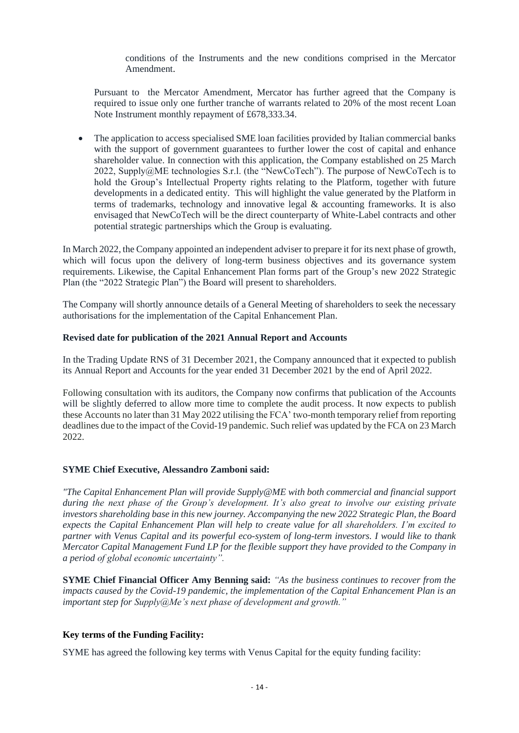conditions of the Instruments and the new conditions comprised in the Mercator Amendment.

Pursuant to the Mercator Amendment, Mercator has further agreed that the Company is required to issue only one further tranche of warrants related to 20% of the most recent Loan Note Instrument monthly repayment of £678,333.34.

- The application to access specialised SME loan facilities provided by Italian commercial banks with the support of government guarantees to further lower the cost of capital and enhance shareholder value. In connection with this application, the Company established on 25 March 2022, Supply@ME technologies S.r.l. (the "NewCoTech"). The purpose of NewCoTech is to hold the Group's Intellectual Property rights relating to the Platform, together with future developments in a dedicated entity. This will highlight the value generated by the Platform in terms of trademarks, technology and innovative legal & accounting frameworks. It is also envisaged that NewCoTech will be the direct counterparty of White-Label contracts and other potential strategic partnerships which the Group is evaluating.

In March 2022, the Company appointed an independent adviser to prepare it for its next phase of growth, which will focus upon the delivery of long-term business objectives and its governance system requirements. Likewise, the Capital Enhancement Plan forms part of the Group's new 2022 Strategic Plan (the "2022 Strategic Plan") the Board will present to shareholders.

The Company will shortly announce details of a General Meeting of shareholders to seek the necessary authorisations for the implementation of the Capital Enhancement Plan.

**Revised date for publication of the 2021 Annual Report and Accounts**

In the Trading Update RNS of 31 December 2021, the Company announced that it expected to publish its Annual Report and Accounts for the year ended 31 December 2021 by the end of April 2022.

Following consultation with its auditors, the Company now confirms that publication of the Accounts will be slightly deferred to allow more time to complete the audit process. It now expects to publish these Accounts no later than 31 May 2022 utilising the FCA' two-month temporary relief from reporting deadlines due to the impact of the Covid-19 pandemic. Such relief was updated by the FCA on 23 March 2022.

**SYME Chief Executive, Alessandro Zamboni said:**

*"The Capital Enhancement Plan will provide Supply@ME with both commercial and financial support during the next phase of the Group's development. It's also great to involve our existing private investors shareholding base in this new journey. Accompanying the new 2022 Strategic Plan, the Board expects the Capital Enhancement Plan will help to create value for all shareholders. I'm excited to partner with Venus Capital and its powerful eco-system of long-term investors. I would like to thank Mercator Capital Management Fund LP for the flexible support they have provided to the Company in a period of global economic uncertainty".*

**SYME Chief Financial Officer Amy Benning said:** *"As the business continues to recover from the impacts caused by the Covid-19 pandemic, the implementation of the Capital Enhancement Plan is an important step for Supply@Me's next phase of development and growth."*

**Key terms of the Funding Facility:**

SYME has agreed the following key terms with Venus Capital for the equity funding facility: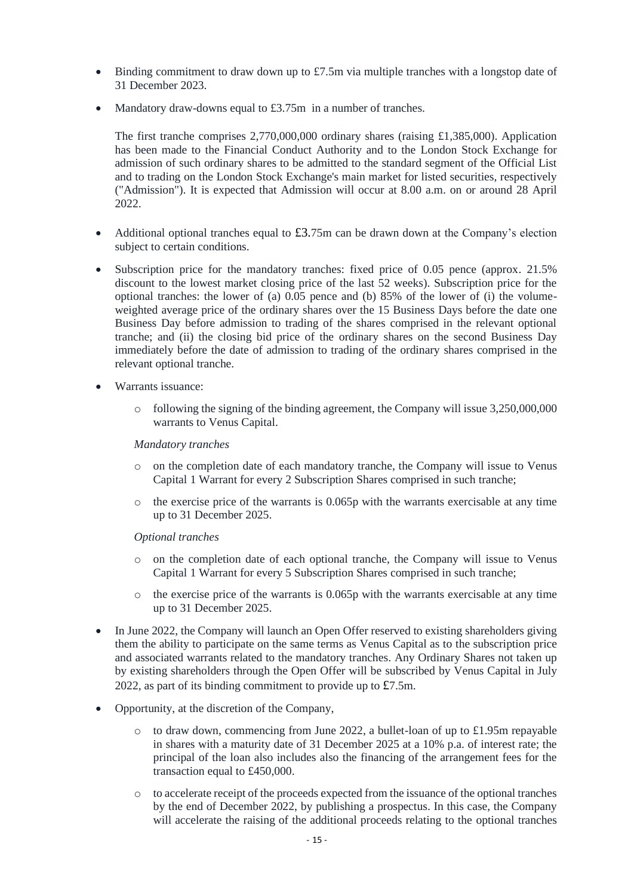- Binding commitment to draw down up to £7.5m via multiple tranches with a longstop date of 31 December 2023.
- Mandatory draw-downs equal to £3.75m in a number of tranches.

  The first tranche comprises 2,770,000,000 ordinary shares (raising £1,385,000). Application has been made to the Financial Conduct Authority and to the London Stock Exchange for admission of such ordinary shares to be admitted to the standard segment of the Official List and to trading on the London Stock Exchange's main market for listed securities, respectively ("Admission"). It is expected that Admission will occur at 8.00 a.m. on or around 28 April 2022.

- Additional optional tranches equal to £3.75m can be drawn down at the Company's election subject to certain conditions.
- Subscription price for the mandatory tranches: fixed price of 0.05 pence (approx. 21.5% discount to the lowest market closing price of the last 52 weeks). Subscription price for the optional tranches: the lower of (a) 0.05 pence and (b) 85% of the lower of (i) the volume-weighted average price of the ordinary shares over the 15 Business Days before the date one Business Day before admission to trading of the shares comprised in the relevant optional tranche; and (ii) the closing bid price of the ordinary shares on the second Business Day immediately before the date of admission to trading of the ordinary shares comprised in the relevant optional tranche.
- Warrants issuance:
  - following the signing of the binding agreement, the Company will issue 3,250,000,000 warrants to Venus Capital.

  *Mandatory tranches*

  - on the completion date of each mandatory tranche, the Company will issue to Venus Capital 1 Warrant for every 2 Subscription Shares comprised in such tranche;
  - the exercise price of the warrants is 0.065p with the warrants exercisable at any time up to 31 December 2025.

  *Optional tranches*

  - on the completion date of each optional tranche, the Company will issue to Venus Capital 1 Warrant for every 5 Subscription Shares comprised in such tranche;
  - the exercise price of the warrants is 0.065p with the warrants exercisable at any time up to 31 December 2025.
- In June 2022, the Company will launch an Open Offer reserved to existing shareholders giving them the ability to participate on the same terms as Venus Capital as to the subscription price and associated warrants related to the mandatory tranches. Any Ordinary Shares not taken up by existing shareholders through the Open Offer will be subscribed by Venus Capital in July 2022, as part of its binding commitment to provide up to £7.5m.
- Opportunity, at the discretion of the Company,
  - to draw down, commencing from June 2022, a bullet-loan of up to £1.95m repayable in shares with a maturity date of 31 December 2025 at a 10% p.a. of interest rate; the principal of the loan also includes also the financing of the arrangement fees for the transaction equal to £450,000.
  - to accelerate receipt of the proceeds expected from the issuance of the optional tranches by the end of December 2022, by publishing a prospectus. In this case, the Company will accelerate the raising of the additional proceeds relating to the optional tranches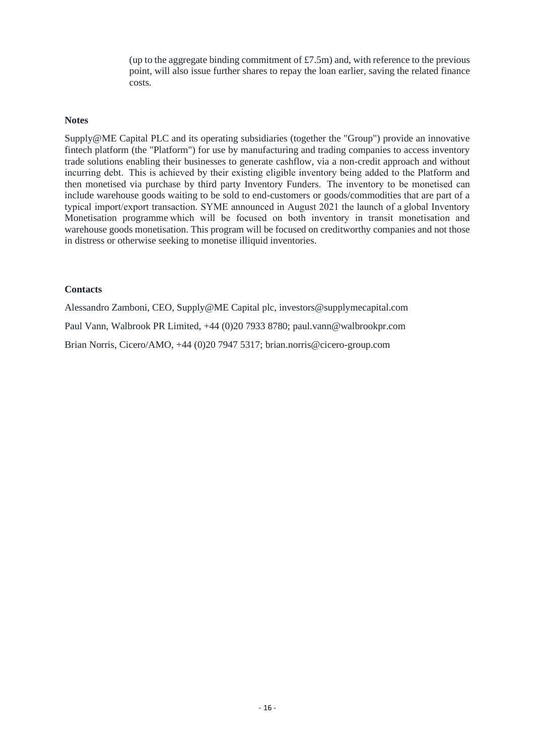(up to the aggregate binding commitment of £7.5m) and, with reference to the previous point, will also issue further shares to repay the loan earlier, saving the related finance costs.

**Notes**

Supply@ME Capital PLC and its operating subsidiaries (together the "Group") provide an innovative fintech platform (the "Platform") for use by manufacturing and trading companies to access inventory trade solutions enabling their businesses to generate cashflow, via a non-credit approach and without incurring debt. This is achieved by their existing eligible inventory being added to the Platform and then monetised via purchase by third party Inventory Funders. The inventory to be monetised can include warehouse goods waiting to be sold to end-customers or goods/commodities that are part of a typical import/export transaction. SYME announced in August 2021 the launch of a global Inventory Monetisation programme which will be focused on both inventory in transit monetisation and warehouse goods monetisation. This program will be focused on creditworthy companies and not those in distress or otherwise seeking to monetise illiquid inventories.

**Contacts**

Alessandro Zamboni, CEO, Supply@ME Capital plc, investors@supplymecapital.com

Paul Vann, Walbrook PR Limited, +44 (0)20 7933 8780; paul.vann@walbrookpr.com

Brian Norris, Cicero/AMO, +44 (0)20 7947 5317; brian.norris@cicero-group.com